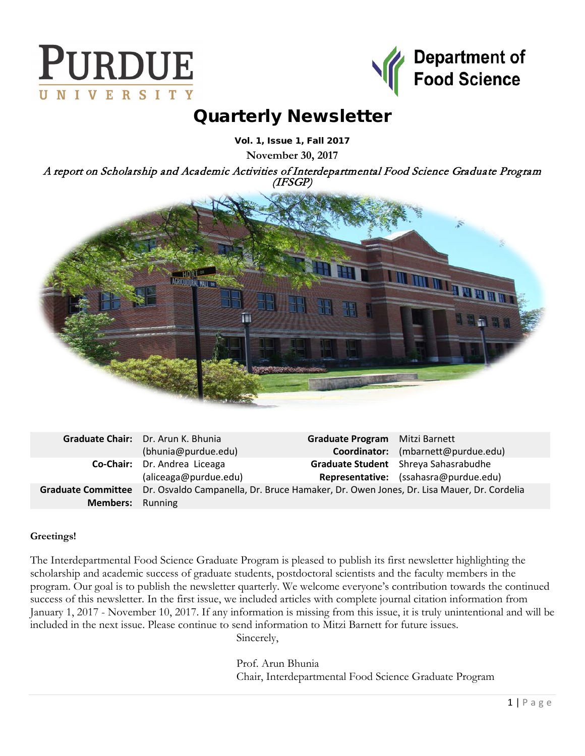PURDUE UNIVERSITY

Department of Food Science

# Quarterly Newsletter

**Vol. 1, Issue 1, Fall 2017**

**November 30, 2017**

*A report on Scholarship and Academic Activities of Interdepartmental Food Science Graduate Program (IFSGP)*

| | | | |
|---|---|---|---|
| **Graduate Chair:** | Dr. Arun K. Bhunia (bhunia@purdue.edu) | **Graduate Program Coordinator:** | Mitzi Barnett (mbarnett@purdue.edu) |
| **Co-Chair:** | Dr. Andrea Liceaga (aliceaga@purdue.edu) | **Graduate Student Representative:** | Shreya Sahasrabudhe (ssahasra@purdue.edu) |
| **Graduate Committee Members:** | Dr. Osvaldo Campanella, Dr. Bruce Hamaker, Dr. Owen Jones, Dr. Lisa Mauer, Dr. Cordelia Running | | |

**Greetings!**

The Interdepartmental Food Science Graduate Program is pleased to publish its first newsletter highlighting the scholarship and academic success of graduate students, postdoctoral scientists and the faculty members in the program. Our goal is to publish the newsletter quarterly. We welcome everyone's contribution towards the continued success of this newsletter. In the first issue, we included articles with complete journal citation information from January 1, 2017 - November 10, 2017. If any information is missing from this issue, it is truly unintentional and will be included in the next issue. Please continue to send information to Mitzi Barnett for future issues.

Sincerely,

Prof. Arun Bhunia
Chair, Interdepartmental Food Science Graduate Program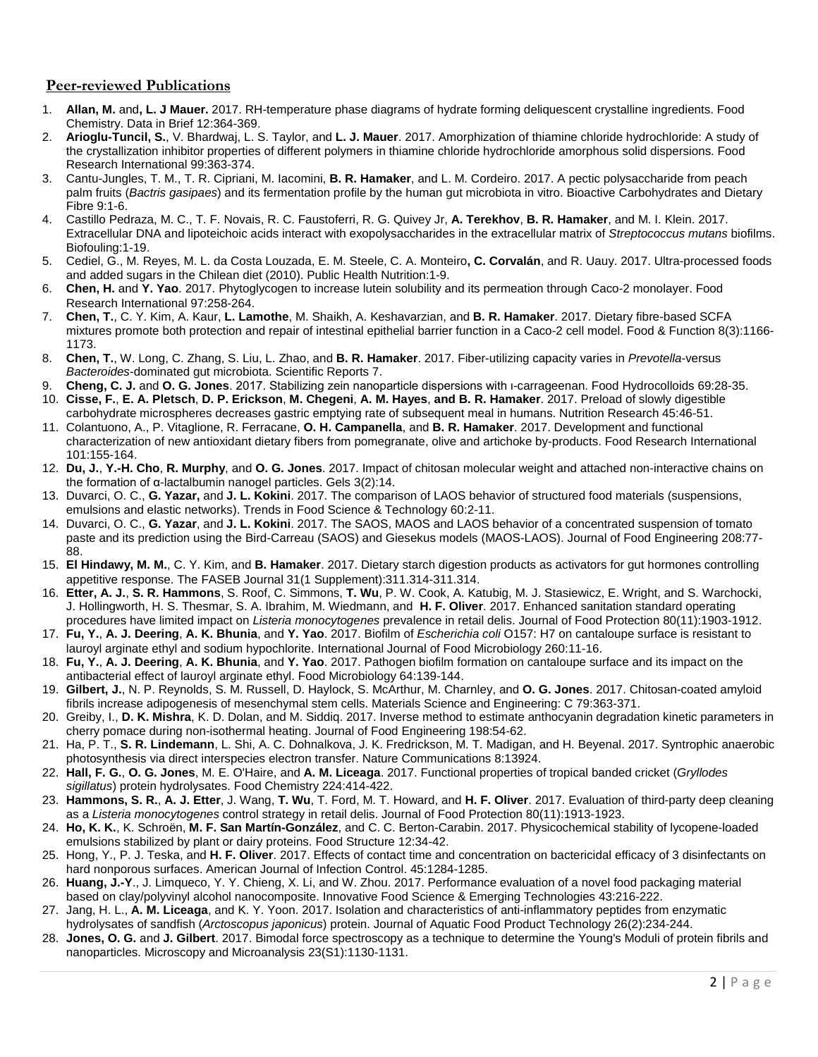## Peer-reviewed Publications

1. **Allan, M.** and**, L. J Mauer.** 2017. RH-temperature phase diagrams of hydrate forming deliquescent crystalline ingredients. Food Chemistry. Data in Brief 12:364-369.
2. **Arioglu-Tuncil, S.**, V. Bhardwaj, L. S. Taylor, and **L. J. Mauer**. 2017. Amorphization of thiamine chloride hydrochloride: A study of the crystallization inhibitor properties of different polymers in thiamine chloride hydrochloride amorphous solid dispersions. Food Research International 99:363-374.
3. Cantu-Jungles, T. M., T. R. Cipriani, M. Iacomini, **B. R. Hamaker**, and L. M. Cordeiro. 2017. A pectic polysaccharide from peach palm fruits (*Bactris gasipaes*) and its fermentation profile by the human gut microbiota in vitro. Bioactive Carbohydrates and Dietary Fibre 9:1-6.
4. Castillo Pedraza, M. C., T. F. Novais, R. C. Faustoferri, R. G. Quivey Jr, **A. Terekhov**, **B. R. Hamaker**, and M. I. Klein. 2017. Extracellular DNA and lipoteichoic acids interact with exopolysaccharides in the extracellular matrix of *Streptococcus mutans* biofilms. Biofouling:1-19.
5. Cediel, G., M. Reyes, M. L. da Costa Louzada, E. M. Steele, C. A. Monteiro**, C. Corvalán**, and R. Uauy. 2017. Ultra-processed foods and added sugars in the Chilean diet (2010). Public Health Nutrition:1-9.
6. **Chen, H.** and **Y. Yao**. 2017. Phytoglycogen to increase lutein solubility and its permeation through Caco-2 monolayer. Food Research International 97:258-264.
7. **Chen, T.**, C. Y. Kim, A. Kaur, **L. Lamothe**, M. Shaikh, A. Keshavarzian, and **B. R. Hamaker**. 2017. Dietary fibre-based SCFA mixtures promote both protection and repair of intestinal epithelial barrier function in a Caco-2 cell model. Food & Function 8(3):1166-1173.
8. **Chen, T.**, W. Long, C. Zhang, S. Liu, L. Zhao, and **B. R. Hamaker**. 2017. Fiber-utilizing capacity varies in *Prevotella*-versus *Bacteroides*-dominated gut microbiota. Scientific Reports 7.
9. **Cheng, C. J.** and **O. G. Jones**. 2017. Stabilizing zein nanoparticle dispersions with ι-carrageenan. Food Hydrocolloids 69:28-35.
10. **Cisse, F.**, **E. A. Pletsch**, **D. P. Erickson**, **M. Chegeni**, **A. M. Hayes**, **and B. R. Hamaker**. 2017. Preload of slowly digestible carbohydrate microspheres decreases gastric emptying rate of subsequent meal in humans. Nutrition Research 45:46-51.
11. Colantuono, A., P. Vitaglione, R. Ferracane, **O. H. Campanella**, and **B. R. Hamaker**. 2017. Development and functional characterization of new antioxidant dietary fibers from pomegranate, olive and artichoke by-products. Food Research International 101:155-164.
12. **Du, J.**, **Y.-H. Cho**, **R. Murphy**, and **O. G. Jones**. 2017. Impact of chitosan molecular weight and attached non-interactive chains on the formation of α-lactalbumin nanogel particles. Gels 3(2):14.
13. Duvarci, O. C., **G. Yazar,** and **J. L. Kokini**. 2017. The comparison of LAOS behavior of structured food materials (suspensions, emulsions and elastic networks). Trends in Food Science & Technology 60:2-11.
14. Duvarci, O. C., **G. Yazar**, and **J. L. Kokini**. 2017. The SAOS, MAOS and LAOS behavior of a concentrated suspension of tomato paste and its prediction using the Bird-Carreau (SAOS) and Giesekus models (MAOS-LAOS). Journal of Food Engineering 208:77-88.
15. **El Hindawy, M. M.**, C. Y. Kim, and **B. Hamaker**. 2017. Dietary starch digestion products as activators for gut hormones controlling appetitive response. The FASEB Journal 31(1 Supplement):311.314-311.314.
16. **Etter, A. J.**, **S. R. Hammons**, S. Roof, C. Simmons, **T. Wu**, P. W. Cook, A. Katubig, M. J. Stasiewicz, E. Wright, and S. Warchocki, J. Hollingworth, H. S. Thesmar, S. A. Ibrahim, M. Wiedmann, and **H. F. Oliver**. 2017. Enhanced sanitation standard operating procedures have limited impact on *Listeria monocytogenes* prevalence in retail delis. Journal of Food Protection 80(11):1903-1912.
17. **Fu, Y.**, **A. J. Deering**, **A. K. Bhunia**, and **Y. Yao**. 2017. Biofilm of *Escherichia coli* O157: H7 on cantaloupe surface is resistant to lauroyl arginate ethyl and sodium hypochlorite. International Journal of Food Microbiology 260:11-16.
18. **Fu, Y.**, **A. J. Deering**, **A. K. Bhunia**, and **Y. Yao**. 2017. Pathogen biofilm formation on cantaloupe surface and its impact on the antibacterial effect of lauroyl arginate ethyl. Food Microbiology 64:139-144.
19. **Gilbert, J.**, N. P. Reynolds, S. M. Russell, D. Haylock, S. McArthur, M. Charnley, and **O. G. Jones**. 2017. Chitosan-coated amyloid fibrils increase adipogenesis of mesenchymal stem cells. Materials Science and Engineering: C 79:363-371.
20. Greiby, I., **D. K. Mishra**, K. D. Dolan, and M. Siddiq. 2017. Inverse method to estimate anthocyanin degradation kinetic parameters in cherry pomace during non-isothermal heating. Journal of Food Engineering 198:54-62.
21. Ha, P. T., **S. R. Lindemann**, L. Shi, A. C. Dohnalkova, J. K. Fredrickson, M. T. Madigan, and H. Beyenal. 2017. Syntrophic anaerobic photosynthesis via direct interspecies electron transfer. Nature Communications 8:13924.
22. **Hall, F. G.**, **O. G. Jones**, M. E. O'Haire, and **A. M. Liceaga**. 2017. Functional properties of tropical banded cricket (*Gryllodes sigillatus*) protein hydrolysates. Food Chemistry 224:414-422.
23. **Hammons, S. R.**, **A. J. Etter**, J. Wang, **T. Wu**, T. Ford, M. T. Howard, and **H. F. Oliver**. 2017. Evaluation of third-party deep cleaning as a *Listeria monocytogenes* control strategy in retail delis. Journal of Food Protection 80(11):1913-1923.
24. **Ho, K. K.**, K. Schroën, **M. F. San Martín-González**, and C. C. Berton-Carabin. 2017. Physicochemical stability of lycopene-loaded emulsions stabilized by plant or dairy proteins. Food Structure 12:34-42.
25. Hong, Y., P. J. Teska, and **H. F. Oliver**. 2017. Effects of contact time and concentration on bactericidal efficacy of 3 disinfectants on hard nonporous surfaces. American Journal of Infection Control. 45:1284-1285.
26. **Huang, J.-Y**., J. Limqueco, Y. Y. Chieng, X. Li, and W. Zhou. 2017. Performance evaluation of a novel food packaging material based on clay/polyvinyl alcohol nanocomposite. Innovative Food Science & Emerging Technologies 43:216-222.
27. Jang, H. L., **A. M. Liceaga**, and K. Y. Yoon. 2017. Isolation and characteristics of anti-inflammatory peptides from enzymatic hydrolysates of sandfish (*Arctoscopus japonicus*) protein. Journal of Aquatic Food Product Technology 26(2):234-244.
28. **Jones, O. G.** and **J. Gilbert**. 2017. Bimodal force spectroscopy as a technique to determine the Young's Moduli of protein fibrils and nanoparticles. Microscopy and Microanalysis 23(S1):1130-1131.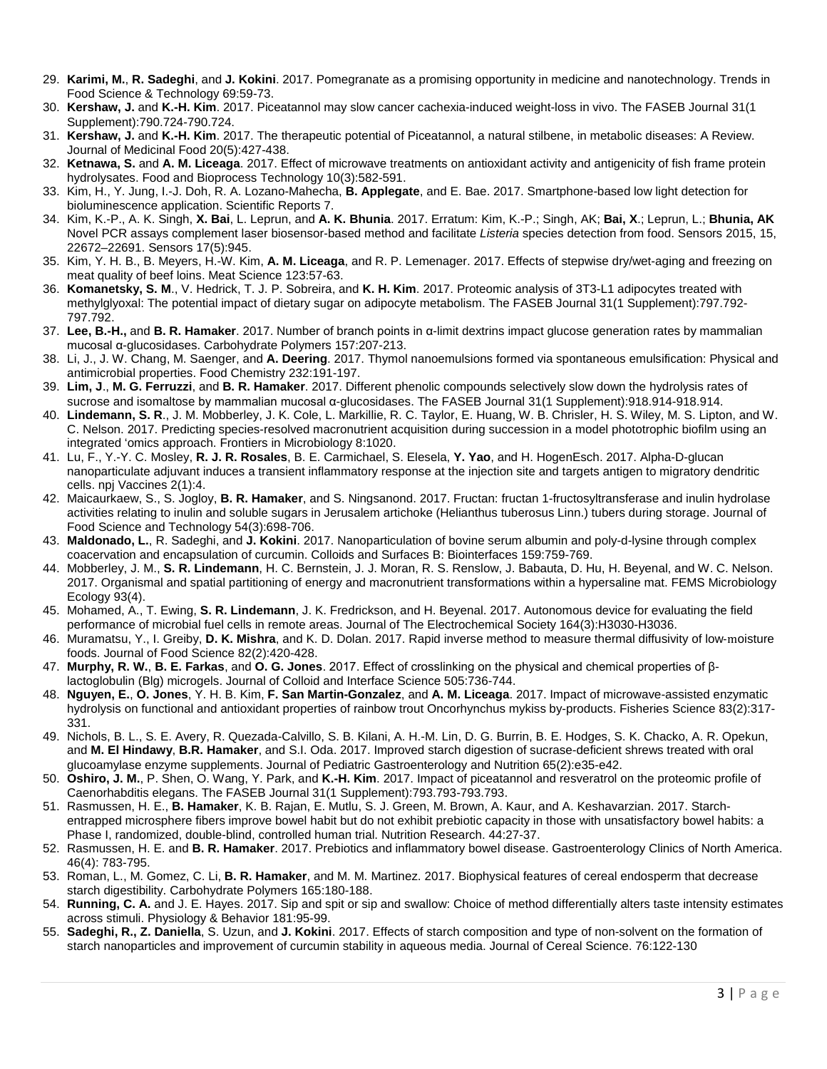29. **Karimi, M.**, **R. Sadeghi**, and **J. Kokini**. 2017. Pomegranate as a promising opportunity in medicine and nanotechnology. Trends in Food Science & Technology 69:59-73.
30. **Kershaw, J.** and **K.-H. Kim**. 2017. Piceatannol may slow cancer cachexia-induced weight-loss in vivo. The FASEB Journal 31(1 Supplement):790.724-790.724.
31. **Kershaw, J.** and **K.-H. Kim**. 2017. The therapeutic potential of Piceatannol, a natural stilbene, in metabolic diseases: A Review. Journal of Medicinal Food 20(5):427-438.
32. **Ketnawa, S.** and **A. M. Liceaga**. 2017. Effect of microwave treatments on antioxidant activity and antigenicity of fish frame protein hydrolysates. Food and Bioprocess Technology 10(3):582-591.
33. Kim, H., Y. Jung, I.-J. Doh, R. A. Lozano-Mahecha, **B. Applegate**, and E. Bae. 2017. Smartphone-based low light detection for bioluminescence application. Scientific Reports 7.
34. Kim, K.-P., A. K. Singh, **X. Bai**, L. Leprun, and **A. K. Bhunia**. 2017. Erratum: Kim, K.-P.; Singh, AK; **Bai, X**.; Leprun, L.; **Bhunia, AK** Novel PCR assays complement laser biosensor-based method and facilitate *Listeria* species detection from food. Sensors 2015, 15, 22672–22691. Sensors 17(5):945.
35. Kim, Y. H. B., B. Meyers, H.-W. Kim, **A. M. Liceaga**, and R. P. Lemenager. 2017. Effects of stepwise dry/wet-aging and freezing on meat quality of beef loins. Meat Science 123:57-63.
36. **Komanetsky, S. M**., V. Hedrick, T. J. P. Sobreira, and **K. H. Kim**. 2017. Proteomic analysis of 3T3-L1 adipocytes treated with methylglyoxal: The potential impact of dietary sugar on adipocyte metabolism. The FASEB Journal 31(1 Supplement):797.792-797.792.
37. **Lee, B.-H.,** and **B. R. Hamaker**. 2017. Number of branch points in α-limit dextrins impact glucose generation rates by mammalian mucosal α-glucosidases. Carbohydrate Polymers 157:207-213.
38. Li, J., J. W. Chang, M. Saenger, and **A. Deering**. 2017. Thymol nanoemulsions formed via spontaneous emulsification: Physical and antimicrobial properties. Food Chemistry 232:191-197.
39. **Lim, J**., **M. G. Ferruzzi**, and **B. R. Hamaker**. 2017. Different phenolic compounds selectively slow down the hydrolysis rates of sucrose and isomaltose by mammalian mucosal α-glucosidases. The FASEB Journal 31(1 Supplement):918.914-918.914.
40. **Lindemann, S. R**., J. M. Mobberley, J. K. Cole, L. Markillie, R. C. Taylor, E. Huang, W. B. Chrisler, H. S. Wiley, M. S. Lipton, and W. C. Nelson. 2017. Predicting species-resolved macronutrient acquisition during succession in a model phototrophic biofilm using an integrated 'omics approach. Frontiers in Microbiology 8:1020.
41. Lu, F., Y.-Y. C. Mosley, **R. J. R. Rosales**, B. E. Carmichael, S. Elesela, **Y. Yao**, and H. HogenEsch. 2017. Alpha-D-glucan nanoparticulate adjuvant induces a transient inflammatory response at the injection site and targets antigen to migratory dendritic cells. npj Vaccines 2(1):4.
42. Maicaurkaew, S., S. Jogloy, **B. R. Hamaker**, and S. Ningsanond. 2017. Fructan: fructan 1-fructosyltransferase and inulin hydrolase activities relating to inulin and soluble sugars in Jerusalem artichoke (Helianthus tuberosus Linn.) tubers during storage. Journal of Food Science and Technology 54(3):698-706.
43. **Maldonado, L.**, R. Sadeghi, and **J. Kokini**. 2017. Nanoparticulation of bovine serum albumin and poly-d-lysine through complex coacervation and encapsulation of curcumin. Colloids and Surfaces B: Biointerfaces 159:759-769.
44. Mobberley, J. M., **S. R. Lindemann**, H. C. Bernstein, J. J. Moran, R. S. Renslow, J. Babauta, D. Hu, H. Beyenal, and W. C. Nelson. 2017. Organismal and spatial partitioning of energy and macronutrient transformations within a hypersaline mat. FEMS Microbiology Ecology 93(4).
45. Mohamed, A., T. Ewing, **S. R. Lindemann**, J. K. Fredrickson, and H. Beyenal. 2017. Autonomous device for evaluating the field performance of microbial fuel cells in remote areas. Journal of The Electrochemical Society 164(3):H3030-H3036.
46. Muramatsu, Y., I. Greiby, **D. K. Mishra**, and K. D. Dolan. 2017. Rapid inverse method to measure thermal diffusivity of low-moisture foods. Journal of Food Science 82(2):420-428.
47. **Murphy, R. W.**, **B. E. Farkas**, and **O. G. Jones**. 2017. Effect of crosslinking on the physical and chemical properties of β-lactoglobulin (Blg) microgels. Journal of Colloid and Interface Science 505:736-744.
48. **Nguyen, E.**, **O. Jones**, Y. H. B. Kim, **F. San Martin-Gonzalez**, and **A. M. Liceaga**. 2017. Impact of microwave-assisted enzymatic hydrolysis on functional and antioxidant properties of rainbow trout Oncorhynchus mykiss by-products. Fisheries Science 83(2):317-331.
49. Nichols, B. L., S. E. Avery, R. Quezada-Calvillo, S. B. Kilani, A. H.-M. Lin, D. G. Burrin, B. E. Hodges, S. K. Chacko, A. R. Opekun, and **M. El Hindawy**, **B.R. Hamaker**, and S.I. Oda. 2017. Improved starch digestion of sucrase-deficient shrews treated with oral glucoamylase enzyme supplements. Journal of Pediatric Gastroenterology and Nutrition 65(2):e35-e42.
50. **Oshiro, J. M.**, P. Shen, O. Wang, Y. Park, and **K.-H. Kim**. 2017. Impact of piceatannol and resveratrol on the proteomic profile of Caenorhabditis elegans. The FASEB Journal 31(1 Supplement):793.793-793.793.
51. Rasmussen, H. E., **B. Hamaker**, K. B. Rajan, E. Mutlu, S. J. Green, M. Brown, A. Kaur, and A. Keshavarzian. 2017. Starch-entrapped microsphere fibers improve bowel habit but do not exhibit prebiotic capacity in those with unsatisfactory bowel habits: a Phase I, randomized, double-blind, controlled human trial. Nutrition Research. 44:27-37.
52. Rasmussen, H. E. and **B. R. Hamaker**. 2017. Prebiotics and inflammatory bowel disease. Gastroenterology Clinics of North America. 46(4): 783-795.
53. Roman, L., M. Gomez, C. Li, **B. R. Hamaker**, and M. M. Martinez. 2017. Biophysical features of cereal endosperm that decrease starch digestibility. Carbohydrate Polymers 165:180-188.
54. **Running, C. A.** and J. E. Hayes. 2017. Sip and spit or sip and swallow: Choice of method differentially alters taste intensity estimates across stimuli. Physiology & Behavior 181:95-99.
55. **Sadeghi, R., Z. Daniella**, S. Uzun, and **J. Kokini**. 2017. Effects of starch composition and type of non-solvent on the formation of starch nanoparticles and improvement of curcumin stability in aqueous media. Journal of Cereal Science. 76:122-130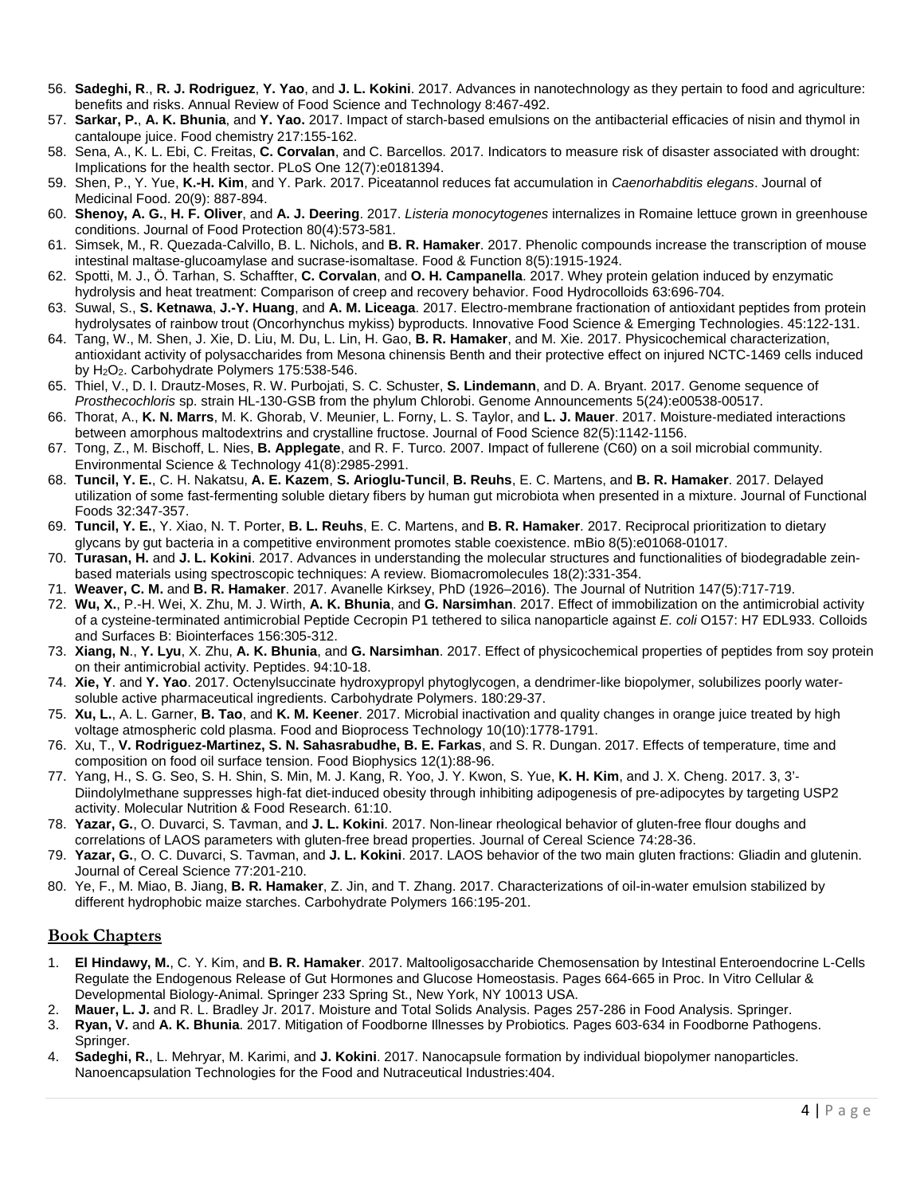56. **Sadeghi, R**., **R. J. Rodriguez**, **Y. Yao**, and **J. L. Kokini**. 2017. Advances in nanotechnology as they pertain to food and agriculture: benefits and risks. Annual Review of Food Science and Technology 8:467-492.
57. **Sarkar, P.**, **A. K. Bhunia**, and **Y. Yao.** 2017. Impact of starch-based emulsions on the antibacterial efficacies of nisin and thymol in cantaloupe juice. Food chemistry 217:155-162.
58. Sena, A., K. L. Ebi, C. Freitas, **C. Corvalan**, and C. Barcellos. 2017. Indicators to measure risk of disaster associated with drought: Implications for the health sector. PLoS One 12(7):e0181394.
59. Shen, P., Y. Yue, **K.-H. Kim**, and Y. Park. 2017. Piceatannol reduces fat accumulation in *Caenorhabditis elegans*. Journal of Medicinal Food. 20(9): 887-894.
60. **Shenoy, A. G.**, **H. F. Oliver**, and **A. J. Deering**. 2017. *Listeria monocytogenes* internalizes in Romaine lettuce grown in greenhouse conditions. Journal of Food Protection 80(4):573-581.
61. Simsek, M., R. Quezada-Calvillo, B. L. Nichols, and **B. R. Hamaker**. 2017. Phenolic compounds increase the transcription of mouse intestinal maltase-glucoamylase and sucrase-isomaltase. Food & Function 8(5):1915-1924.
62. Spotti, M. J., Ö. Tarhan, S. Schaffter, **C. Corvalan**, and **O. H. Campanella**. 2017. Whey protein gelation induced by enzymatic hydrolysis and heat treatment: Comparison of creep and recovery behavior. Food Hydrocolloids 63:696-704.
63. Suwal, S., **S. Ketnawa**, **J.-Y. Huang**, and **A. M. Liceaga**. 2017. Electro-membrane fractionation of antioxidant peptides from protein hydrolysates of rainbow trout (Oncorhynchus mykiss) byproducts. Innovative Food Science & Emerging Technologies. 45:122-131.
64. Tang, W., M. Shen, J. Xie, D. Liu, M. Du, L. Lin, H. Gao, **B. R. Hamaker**, and M. Xie. 2017. Physicochemical characterization, antioxidant activity of polysaccharides from Mesona chinensis Benth and their protective effect on injured NCTC-1469 cells induced by $H_2O_2$. Carbohydrate Polymers 175:538-546.
65. Thiel, V., D. I. Drautz-Moses, R. W. Purbojati, S. C. Schuster, **S. Lindemann**, and D. A. Bryant. 2017. Genome sequence of *Prosthecochloris* sp. strain HL-130-GSB from the phylum Chlorobi. Genome Announcements 5(24):e00538-00517.
66. Thorat, A., **K. N. Marrs**, M. K. Ghorab, V. Meunier, L. Forny, L. S. Taylor, and **L. J. Mauer**. 2017. Moisture-mediated interactions between amorphous maltodextrins and crystalline fructose. Journal of Food Science 82(5):1142-1156.
67. Tong, Z., M. Bischoff, L. Nies, **B. Applegate**, and R. F. Turco. 2007. Impact of fullerene (C60) on a soil microbial community. Environmental Science & Technology 41(8):2985-2991.
68. **Tuncil, Y. E.**, C. H. Nakatsu, **A. E. Kazem**, **S. Arioglu-Tuncil**, **B. Reuhs**, E. C. Martens, and **B. R. Hamaker**. 2017. Delayed utilization of some fast-fermenting soluble dietary fibers by human gut microbiota when presented in a mixture. Journal of Functional Foods 32:347-357.
69. **Tuncil, Y. E.**, Y. Xiao, N. T. Porter, **B. L. Reuhs**, E. C. Martens, and **B. R. Hamaker**. 2017. Reciprocal prioritization to dietary glycans by gut bacteria in a competitive environment promotes stable coexistence. mBio 8(5):e01068-01017.
70. **Turasan, H.** and **J. L. Kokini**. 2017. Advances in understanding the molecular structures and functionalities of biodegradable zein-based materials using spectroscopic techniques: A review. Biomacromolecules 18(2):331-354.
71. **Weaver, C. M.** and **B. R. Hamaker**. 2017. Avanelle Kirksey, PhD (1926–2016). The Journal of Nutrition 147(5):717-719.
72. **Wu, X.**, P.-H. Wei, X. Zhu, M. J. Wirth, **A. K. Bhunia**, and **G. Narsimhan**. 2017. Effect of immobilization on the antimicrobial activity of a cysteine-terminated antimicrobial Peptide Cecropin P1 tethered to silica nanoparticle against *E. coli* O157: H7 EDL933. Colloids and Surfaces B: Biointerfaces 156:305-312.
73. **Xiang, N**., **Y. Lyu**, X. Zhu, **A. K. Bhunia**, and **G. Narsimhan**. 2017. Effect of physicochemical properties of peptides from soy protein on their antimicrobial activity. Peptides. 94:10-18.
74. **Xie, Y**. and **Y. Yao**. 2017. Octenylsuccinate hydroxypropyl phytoglycogen, a dendrimer-like biopolymer, solubilizes poorly water-soluble active pharmaceutical ingredients. Carbohydrate Polymers. 180:29-37.
75. **Xu, L.**, A. L. Garner, **B. Tao**, and **K. M. Keener**. 2017. Microbial inactivation and quality changes in orange juice treated by high voltage atmospheric cold plasma. Food and Bioprocess Technology 10(10):1778-1791.
76. Xu, T., **V. Rodriguez-Martinez, S. N. Sahasrabudhe, B. E. Farkas**, and S. R. Dungan. 2017. Effects of temperature, time and composition on food oil surface tension. Food Biophysics 12(1):88-96.
77. Yang, H., S. G. Seo, S. H. Shin, S. Min, M. J. Kang, R. Yoo, J. Y. Kwon, S. Yue, **K. H. Kim**, and J. X. Cheng. 2017. 3, 3'-Diindolylmethane suppresses high-fat diet-induced obesity through inhibiting adipogenesis of pre-adipocytes by targeting USP2 activity. Molecular Nutrition & Food Research. 61:10.
78. **Yazar, G.**, O. Duvarci, S. Tavman, and **J. L. Kokini**. 2017. Non-linear rheological behavior of gluten-free flour doughs and correlations of LAOS parameters with gluten-free bread properties. Journal of Cereal Science 74:28-36.
79. **Yazar, G.**, O. C. Duvarci, S. Tavman, and **J. L. Kokini**. 2017. LAOS behavior of the two main gluten fractions: Gliadin and glutenin. Journal of Cereal Science 77:201-210.
80. Ye, F., M. Miao, B. Jiang, **B. R. Hamaker**, Z. Jin, and T. Zhang. 2017. Characterizations of oil-in-water emulsion stabilized by different hydrophobic maize starches. Carbohydrate Polymers 166:195-201.

## Book Chapters

1. **El Hindawy, M.**, C. Y. Kim, and **B. R. Hamaker**. 2017. Maltooligosaccharide Chemosensation by Intestinal Enteroendocrine L-Cells Regulate the Endogenous Release of Gut Hormones and Glucose Homeostasis. Pages 664-665 in Proc. In Vitro Cellular & Developmental Biology-Animal. Springer 233 Spring St., New York, NY 10013 USA.
2. **Mauer, L. J.** and R. L. Bradley Jr. 2017. Moisture and Total Solids Analysis. Pages 257-286 in Food Analysis. Springer.
3. **Ryan, V.** and **A. K. Bhunia**. 2017. Mitigation of Foodborne Illnesses by Probiotics. Pages 603-634 in Foodborne Pathogens. Springer.
4. **Sadeghi, R.**, L. Mehryar, M. Karimi, and **J. Kokini**. 2017. Nanocapsule formation by individual biopolymer nanoparticles. Nanoencapsulation Technologies for the Food and Nutraceutical Industries:404.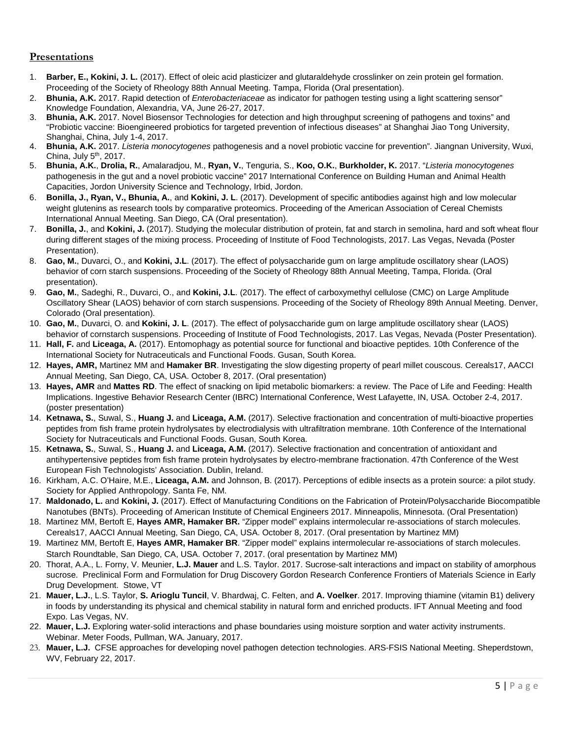## Presentations

1. **Barber, E., Kokini, J. L.** (2017). Effect of oleic acid plasticizer and glutaraldehyde crosslinker on zein protein gel formation. Proceeding of the Society of Rheology 88th Annual Meeting. Tampa, Florida (Oral presentation).
2. **Bhunia, A.K.** 2017. Rapid detection of *Enterobacteriaceae* as indicator for pathogen testing using a light scattering sensor" Knowledge Foundation, Alexandria, VA, June 26-27, 2017.
3. **Bhunia, A.K.** 2017. Novel Biosensor Technologies for detection and high throughput screening of pathogens and toxins" and "Probiotic vaccine: Bioengineered probiotics for targeted prevention of infectious diseases" at Shanghai Jiao Tong University, Shanghai, China, July 1-4, 2017.
4. **Bhunia, A.K.** 2017. *Listeria monocytogenes* pathogenesis and a novel probiotic vaccine for prevention". Jiangnan University, Wuxi, China, July 5th, 2017.
5. **Bhunia, A.K.**, **Drolia, R.**, Amalaradjou, M., **Ryan, V.**, Tenguria, S., **Koo, O.K.**, **Burkholder, K.** 2017. "*Listeria monocytogenes* pathogenesis in the gut and a novel probiotic vaccine" 2017 International Conference on Building Human and Animal Health Capacities, Jordon University Science and Technology, Irbid, Jordon.
6. **Bonilla, J., Ryan, V., Bhunia, A.**, and **Kokini, J. L**. (2017). Development of specific antibodies against high and low molecular weight glutenins as research tools by comparative proteomics. Proceeding of the American Association of Cereal Chemists International Annual Meeting. San Diego, CA (Oral presentation).
7. **Bonilla, J.**, and **Kokini, J.** (2017). Studying the molecular distribution of protein, fat and starch in semolina, hard and soft wheat flour during different stages of the mixing process. Proceeding of Institute of Food Technologists, 2017. Las Vegas, Nevada (Poster Presentation).
8. **Gao, M.**, Duvarci, O., and **Kokini, J.L**. (2017). The effect of polysaccharide gum on large amplitude oscillatory shear (LAOS) behavior of corn starch suspensions. Proceeding of the Society of Rheology 88th Annual Meeting, Tampa, Florida. (Oral presentation).
9. **Gao, M.**, Sadeghi, R., Duvarci, O., and **Kokini, J.L**. (2017). The effect of carboxymethyl cellulose (CMC) on Large Amplitude Oscillatory Shear (LAOS) behavior of corn starch suspensions. Proceeding of the Society of Rheology 89th Annual Meeting. Denver, Colorado (Oral presentation).
10. **Gao, M.**, Duvarci, O. and **Kokini, J. L**. (2017). The effect of polysaccharide gum on large amplitude oscillatory shear (LAOS) behavior of cornstarch suspensions. Proceeding of Institute of Food Technologists, 2017. Las Vegas, Nevada (Poster Presentation).
11. **Hall, F.** and **Liceaga, A.** (2017). Entomophagy as potential source for functional and bioactive peptides. 10th Conference of the International Society for Nutraceuticals and Functional Foods. Gusan, South Korea.
12. **Hayes, AMR,** Martinez MM and **Hamaker BR**. Investigating the slow digesting property of pearl millet couscous. Cereals17, AACCI Annual Meeting, San Diego, CA, USA. October 8, 2017. (Oral presentation)
13. **Hayes, AMR** and **Mattes RD**. The effect of snacking on lipid metabolic biomarkers: a review. The Pace of Life and Feeding: Health Implications. Ingestive Behavior Research Center (IBRC) International Conference, West Lafayette, IN, USA. October 2-4, 2017. (poster presentation)
14. **Ketnawa, S.**, Suwal, S., **Huang J.** and **Liceaga, A.M.** (2017). Selective fractionation and concentration of multi-bioactive properties peptides from fish frame protein hydrolysates by electrodialysis with ultrafiltration membrane. 10th Conference of the International Society for Nutraceuticals and Functional Foods. Gusan, South Korea.
15. **Ketnawa, S.**, Suwal, S., **Huang J.** and **Liceaga, A.M.** (2017). Selective fractionation and concentration of antioxidant and antihypertensive peptides from fish frame protein hydrolysates by electro-membrane fractionation. 47th Conference of the West European Fish Technologists' Association. Dublin, Ireland.
16. Kirkham, A.C. O'Haire, M.E., **Liceaga, A.M.** and Johnson, B. (2017). Perceptions of edible insects as a protein source: a pilot study. Society for Applied Anthropology. Santa Fe, NM.
17. **Maldonado, L.** and **Kokini, J.** (2017). Effect of Manufacturing Conditions on the Fabrication of Protein/Polysaccharide Biocompatible Nanotubes (BNTs). Proceeding of American Institute of Chemical Engineers 2017. Minneapolis, Minnesota. (Oral Presentation)
18. Martinez MM, Bertoft E, **Hayes AMR, Hamaker BR.** "Zipper model" explains intermolecular re-associations of starch molecules. Cereals17, AACCI Annual Meeting, San Diego, CA, USA. October 8, 2017. (Oral presentation by Martinez MM)
19. Martinez MM, Bertoft E, **Hayes AMR, Hamaker BR**. "Zipper model" explains intermolecular re-associations of starch molecules. Starch Roundtable, San Diego, CA, USA. October 7, 2017. (oral presentation by Martinez MM)
20. Thorat, A.A., L. Forny, V. Meunier, **L.J. Mauer** and L.S. Taylor. 2017. Sucrose-salt interactions and impact on stability of amorphous sucrose. Preclinical Form and Formulation for Drug Discovery Gordon Research Conference Frontiers of Materials Science in Early Drug Development. Stowe, VT
21. **Mauer, L.J.**, L.S. Taylor, **S. Arioglu Tuncil**, V. Bhardwaj, C. Felten, and **A. Voelker**. 2017. Improving thiamine (vitamin B1) delivery in foods by understanding its physical and chemical stability in natural form and enriched products. IFT Annual Meeting and food Expo. Las Vegas, NV.
22. **Mauer, L.J.** Exploring water-solid interactions and phase boundaries using moisture sorption and water activity instruments. Webinar. Meter Foods, Pullman, WA. January, 2017.
23. **Mauer, L.J.** CFSE approaches for developing novel pathogen detection technologies. ARS-FSIS National Meeting. Sheperdstown, WV, February 22, 2017.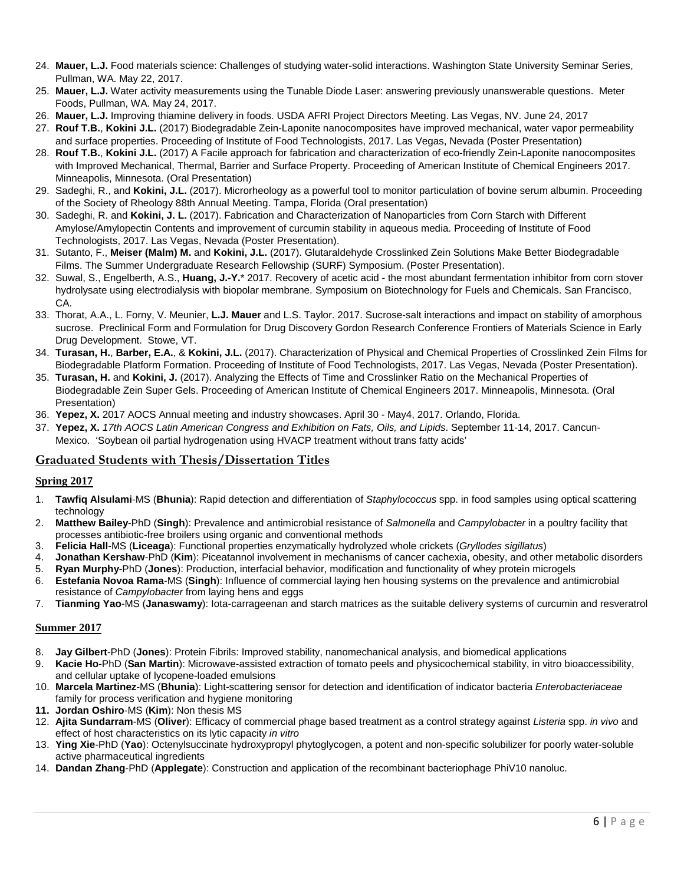24. **Mauer, L.J.** Food materials science: Challenges of studying water-solid interactions. Washington State University Seminar Series, Pullman, WA. May 22, 2017.
25. **Mauer, L.J.** Water activity measurements using the Tunable Diode Laser: answering previously unanswerable questions. Meter Foods, Pullman, WA. May 24, 2017.
26. **Mauer, L.J.** Improving thiamine delivery in foods. USDA AFRI Project Directors Meeting. Las Vegas, NV. June 24, 2017
27. **Rouf T.B.**, **Kokini J.L.** (2017) Biodegradable Zein-Laponite nanocomposites have improved mechanical, water vapor permeability and surface properties. Proceeding of Institute of Food Technologists, 2017. Las Vegas, Nevada (Poster Presentation)
28. **Rouf T.B.**, **Kokini J.L.** (2017) A Facile approach for fabrication and characterization of eco-friendly Zein-Laponite nanocomposites with Improved Mechanical, Thermal, Barrier and Surface Property. Proceeding of American Institute of Chemical Engineers 2017. Minneapolis, Minnesota. (Oral Presentation)
29. Sadeghi, R., and **Kokini, J.L.** (2017). Microrheology as a powerful tool to monitor particulation of bovine serum albumin. Proceeding of the Society of Rheology 88th Annual Meeting. Tampa, Florida (Oral presentation)
30. Sadeghi, R. and **Kokini, J. L.** (2017). Fabrication and Characterization of Nanoparticles from Corn Starch with Different Amylose/Amylopectin Contents and improvement of curcumin stability in aqueous media. Proceeding of Institute of Food Technologists, 2017. Las Vegas, Nevada (Poster Presentation).
31. Sutanto, F., **Meiser (Malm) M.** and **Kokini, J.L.** (2017). Glutaraldehyde Crosslinked Zein Solutions Make Better Biodegradable Films. The Summer Undergraduate Research Fellowship (SURF) Symposium. (Poster Presentation).
32. Suwal, S., Engelberth, A.S., **Huang, J.-Y.**\* 2017. Recovery of acetic acid - the most abundant fermentation inhibitor from corn stover hydrolysate using electrodialysis with biopolar membrane. Symposium on Biotechnology for Fuels and Chemicals. San Francisco, CA.
33. Thorat, A.A., L. Forny, V. Meunier, **L.J. Mauer** and L.S. Taylor. 2017. Sucrose-salt interactions and impact on stability of amorphous sucrose. Preclinical Form and Formulation for Drug Discovery Gordon Research Conference Frontiers of Materials Science in Early Drug Development. Stowe, VT.
34. **Turasan, H.**, **Barber, E.A.**, & **Kokini, J.L.** (2017). Characterization of Physical and Chemical Properties of Crosslinked Zein Films for Biodegradable Platform Formation. Proceeding of Institute of Food Technologists, 2017. Las Vegas, Nevada (Poster Presentation).
35. **Turasan, H.** and **Kokini, J.** (2017). Analyzing the Effects of Time and Crosslinker Ratio on the Mechanical Properties of Biodegradable Zein Super Gels. Proceeding of American Institute of Chemical Engineers 2017. Minneapolis, Minnesota. (Oral Presentation)
36. **Yepez, X.** 2017 AOCS Annual meeting and industry showcases. April 30 - May4, 2017. Orlando, Florida.
37. **Yepez, X.** *17th AOCS Latin American Congress and Exhibition on Fats, Oils, and Lipids*. September 11-14, 2017. Cancun-Mexico. 'Soybean oil partial hydrogenation using HVACP treatment without trans fatty acids'

## Graduated Students with Thesis/Dissertation Titles

### Spring 2017

1. **Tawfiq Alsulami**-MS (**Bhunia**): Rapid detection and differentiation of *Staphylococcus* spp. in food samples using optical scattering technology
2. **Matthew Bailey**-PhD (**Singh**): Prevalence and antimicrobial resistance of *Salmonella* and *Campylobacter* in a poultry facility that processes antibiotic-free broilers using organic and conventional methods
3. **Felicia Hall**-MS (**Liceaga**): Functional properties enzymatically hydrolyzed whole crickets (*Gryllodes sigillatus*)
4. **Jonathan Kershaw**-PhD (**Kim**): Piceatannol involvement in mechanisms of cancer cachexia, obesity, and other metabolic disorders
5. **Ryan Murphy**-PhD (**Jones**): Production, interfacial behavior, modification and functionality of whey protein microgels
6. **Estefania Novoa Rama**-MS (**Singh**): Influence of commercial laying hen housing systems on the prevalence and antimicrobial resistance of *Campylobacter* from laying hens and eggs
7. **Tianming Yao**-MS (**Janaswamy**): Iota-carrageenan and starch matrices as the suitable delivery systems of curcumin and resveratrol

### Summer 2017

8. **Jay Gilbert**-PhD (**Jones**): Protein Fibrils: Improved stability, nanomechanical analysis, and biomedical applications
9. **Kacie Ho**-PhD (**San Martin**): Microwave-assisted extraction of tomato peels and physicochemical stability, in vitro bioaccessibility, and cellular uptake of lycopene-loaded emulsions
10. **Marcela Martinez**-MS (**Bhunia**): Light-scattering sensor for detection and identification of indicator bacteria *Enterobacteriaceae* family for process verification and hygiene monitoring
11. **Jordan Oshiro**-MS (**Kim**): Non thesis MS
12. **Ajita Sundarram**-MS (**Oliver**): Efficacy of commercial phage based treatment as a control strategy against *Listeria* spp. *in vivo* and effect of host characteristics on its lytic capacity *in vitro*
13. **Ying Xie**-PhD (**Yao**): Octenylsuccinate hydroxypropyl phytoglycogen, a potent and non-specific solubilizer for poorly water-soluble active pharmaceutical ingredients
14. **Dandan Zhang**-PhD (**Applegate**): Construction and application of the recombinant bacteriophage PhiV10 nanoluc.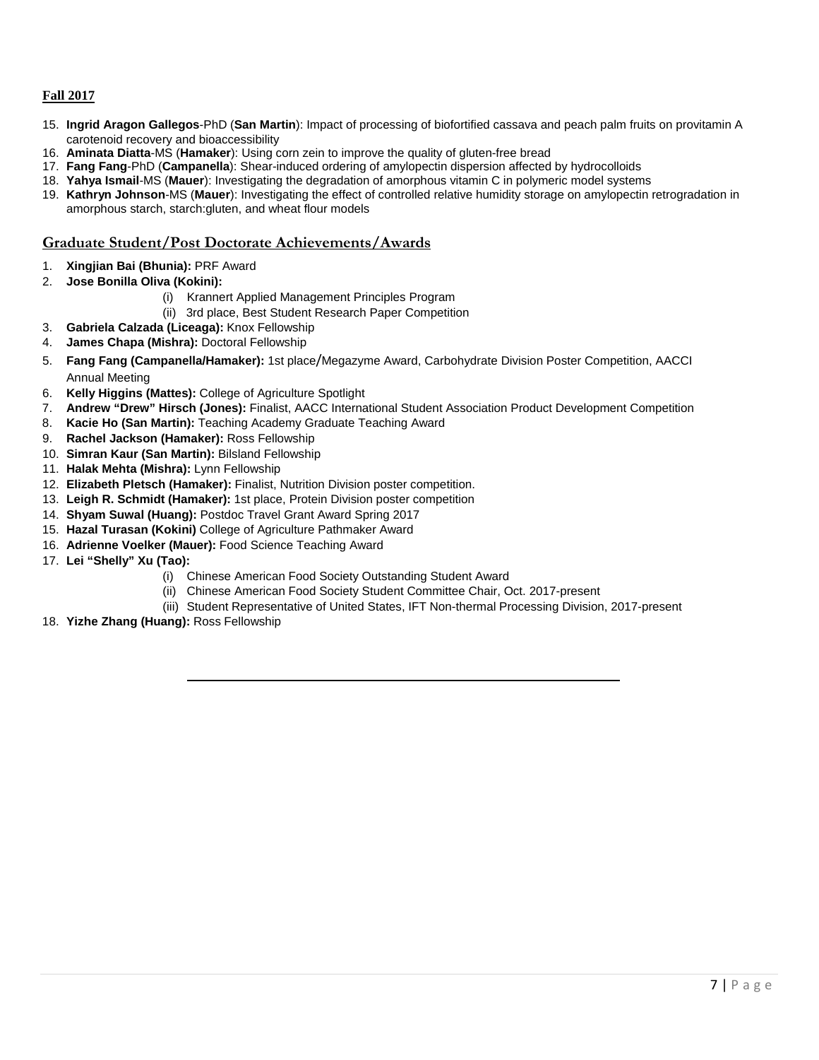**Fall 2017**

15. **Ingrid Aragon Gallegos**-PhD (**San Martin**): Impact of processing of biofortified cassava and peach palm fruits on provitamin A carotenoid recovery and bioaccessibility
16. **Aminata Diatta**-MS (**Hamaker**): Using corn zein to improve the quality of gluten-free bread
17. **Fang Fang**-PhD (**Campanella**): Shear-induced ordering of amylopectin dispersion affected by hydrocolloids
18. **Yahya Ismail**-MS (**Mauer**): Investigating the degradation of amorphous vitamin C in polymeric model systems
19. **Kathryn Johnson**-MS (**Mauer**): Investigating the effect of controlled relative humidity storage on amylopectin retrogradation in amorphous starch, starch:gluten, and wheat flour models

## Graduate Student/Post Doctorate Achievements/Awards

1. **Xingjian Bai (Bhunia):** PRF Award
2. **Jose Bonilla Oliva (Kokini):**
   - (i) Krannert Applied Management Principles Program
   - (ii) 3rd place, Best Student Research Paper Competition
3. **Gabriela Calzada (Liceaga):** Knox Fellowship
4. **James Chapa (Mishra):** Doctoral Fellowship
5. **Fang Fang (Campanella/Hamaker):** 1st place/Megazyme Award, Carbohydrate Division Poster Competition, AACCI Annual Meeting
6. **Kelly Higgins (Mattes):** College of Agriculture Spotlight
7. **Andrew "Drew" Hirsch (Jones):** Finalist, AACC International Student Association Product Development Competition
8. **Kacie Ho (San Martin):** Teaching Academy Graduate Teaching Award
9. **Rachel Jackson (Hamaker):** Ross Fellowship
10. **Simran Kaur (San Martin):** Bilsland Fellowship
11. **Halak Mehta (Mishra):** Lynn Fellowship
12. **Elizabeth Pletsch (Hamaker):** Finalist, Nutrition Division poster competition.
13. **Leigh R. Schmidt (Hamaker):** 1st place, Protein Division poster competition
14. **Shyam Suwal (Huang):** Postdoc Travel Grant Award Spring 2017
15. **Hazal Turasan (Kokini)** College of Agriculture Pathmaker Award
16. **Adrienne Voelker (Mauer):** Food Science Teaching Award
17. **Lei "Shelly" Xu (Tao):**
    - (i) Chinese American Food Society Outstanding Student Award
    - (ii) Chinese American Food Society Student Committee Chair, Oct. 2017-present
    - (iii) Student Representative of United States, IFT Non-thermal Processing Division, 2017-present
18. **Yizhe Zhang (Huang):** Ross Fellowship